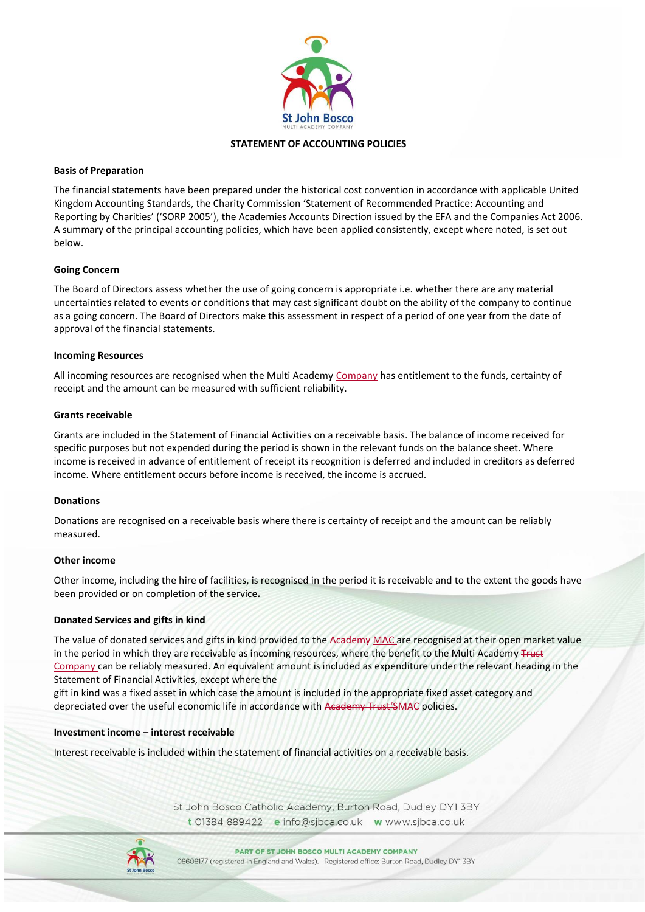**STATEMENT OF ACCOUNTING POLICIES**

**Basis of Preparation**

The financial statements have been prepared under the historical cost convention in accordance with applicable United Kingdom Accounting Standards, the Charity Commission 'Statement of Recommended Practice: Accounting and Reporting by Charities' ('SORP 2005'), the Academies Accounts Direction issued by the EFA and the Companies Act 2006. A summary of the principal accounting policies, which have been applied consistently, except where noted, is set out below.

**Going Concern**

The Board of Directors assess whether the use of going concern is appropriate i.e. whether there are any material uncertainties related to events or conditions that may cast significant doubt on the ability of the company to continue as a going concern. The Board of Directors make this assessment in respect of a period of one year from the date of approval of the financial statements.

**Incoming Resources**

All incoming resources are recognised when the Multi Academy Company has entitlement to the funds, certainty of receipt and the amount can be measured with sufficient reliability.

**Grants receivable**

Grants are included in the Statement of Financial Activities on a receivable basis. The balance of income received for specific purposes but not expended during the period is shown in the relevant funds on the balance sheet. Where income is received in advance of entitlement of receipt its recognition is deferred and included in creditors as deferred income. Where entitlement occurs before income is received, the income is accrued.

**Donations**

Donations are recognised on a receivable basis where there is certainty of receipt and the amount can be reliably measured.

**Other income**

Other income, including the hire of facilities, is recognised in the period it is receivable and to the extent the goods have been provided or on completion of the service.

**Donated Services and gifts in kind**

The value of donated services and gifts in kind provided to the ~~Academy~~ MAC are recognised at their open market value in the period in which they are receivable as incoming resources, where the benefit to the Multi Academy ~~Trust~~ Company can be reliably measured. An equivalent amount is included as expenditure under the relevant heading in the Statement of Financial Activities, except where the gift in kind was a fixed asset in which case the amount is included in the appropriate fixed asset category and depreciated over the useful economic life in accordance with ~~Academy Trust's~~ MAC policies.

**Investment income – interest receivable**

Interest receivable is included within the statement of financial activities on a receivable basis.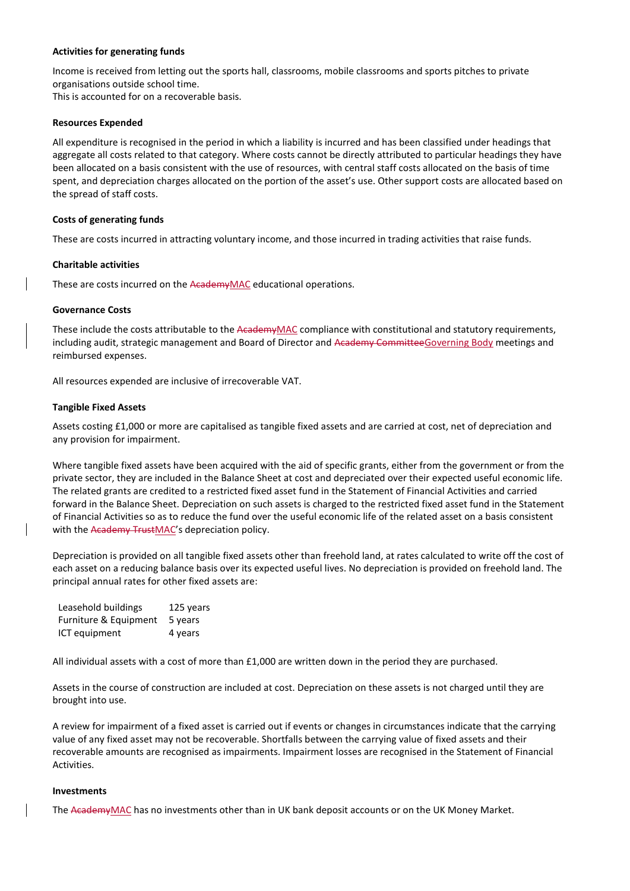**Activities for generating funds**

Income is received from letting out the sports hall, classrooms, mobile classrooms and sports pitches to private organisations outside school time.
This is accounted for on a recoverable basis.

**Resources Expended**

All expenditure is recognised in the period in which a liability is incurred and has been classified under headings that aggregate all costs related to that category. Where costs cannot be directly attributed to particular headings they have been allocated on a basis consistent with the use of resources, with central staff costs allocated on the basis of time spent, and depreciation charges allocated on the portion of the asset's use. Other support costs are allocated based on the spread of staff costs.

**Costs of generating funds**

These are costs incurred in attracting voluntary income, and those incurred in trading activities that raise funds.

**Charitable activities**

These are costs incurred on the ~~Academy~~MAC educational operations.

**Governance Costs**

These include the costs attributable to the ~~Academy~~MAC compliance with constitutional and statutory requirements, including audit, strategic management and Board of Director and ~~Academy Committee~~Governing Body meetings and reimbursed expenses.

All resources expended are inclusive of irrecoverable VAT.

**Tangible Fixed Assets**

Assets costing £1,000 or more are capitalised as tangible fixed assets and are carried at cost, net of depreciation and any provision for impairment.

Where tangible fixed assets have been acquired with the aid of specific grants, either from the government or from the private sector, they are included in the Balance Sheet at cost and depreciated over their expected useful economic life. The related grants are credited to a restricted fixed asset fund in the Statement of Financial Activities and carried forward in the Balance Sheet. Depreciation on such assets is charged to the restricted fixed asset fund in the Statement of Financial Activities so as to reduce the fund over the useful economic life of the related asset on a basis consistent with the ~~Academy Trust~~MAC's depreciation policy.

Depreciation is provided on all tangible fixed assets other than freehold land, at rates calculated to write off the cost of each asset on a reducing balance basis over its expected useful lives. No depreciation is provided on freehold land. The principal annual rates for other fixed assets are:

| | |
|---|---|
| Leasehold buildings | 125 years |
| Furniture & Equipment | 5 years |
| ICT equipment | 4 years |

All individual assets with a cost of more than £1,000 are written down in the period they are purchased.

Assets in the course of construction are included at cost. Depreciation on these assets is not charged until they are brought into use.

A review for impairment of a fixed asset is carried out if events or changes in circumstances indicate that the carrying value of any fixed asset may not be recoverable. Shortfalls between the carrying value of fixed assets and their recoverable amounts are recognised as impairments. Impairment losses are recognised in the Statement of Financial Activities.

**Investments**

The ~~Academy~~MAC has no investments other than in UK bank deposit accounts or on the UK Money Market.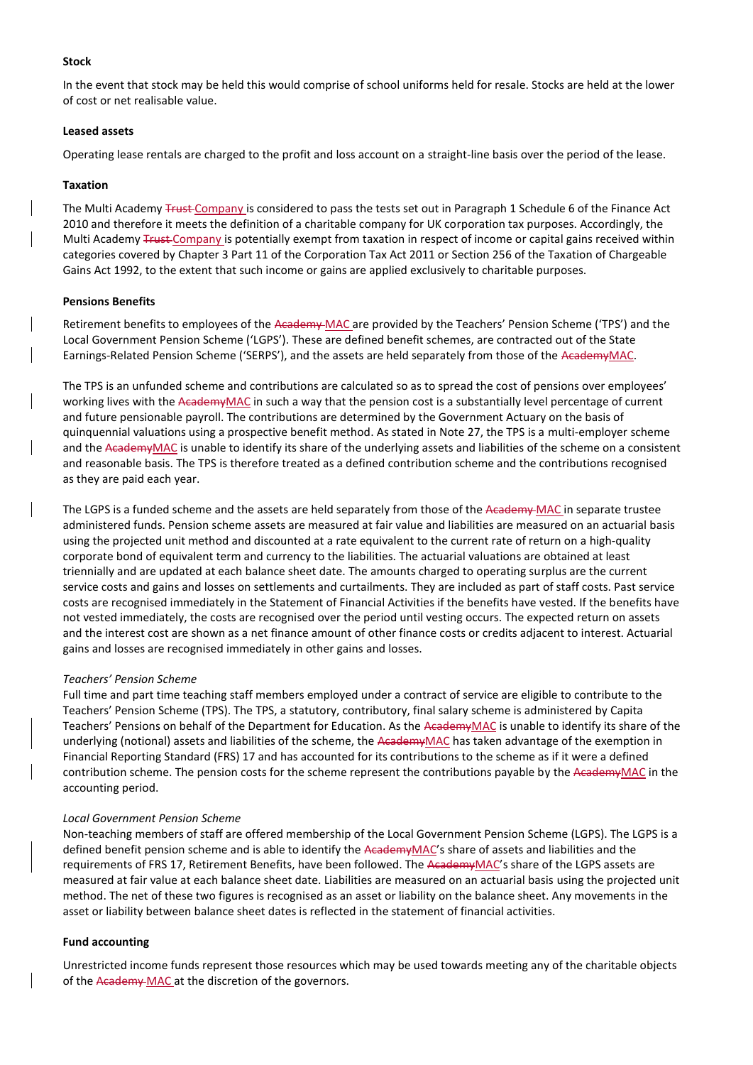**Stock**

In the event that stock may be held this would comprise of school uniforms held for resale. Stocks are held at the lower of cost or net realisable value.

**Leased assets**

Operating lease rentals are charged to the profit and loss account on a straight-line basis over the period of the lease.

**Taxation**

The Multi Academy ~~Trust~~ Company is considered to pass the tests set out in Paragraph 1 Schedule 6 of the Finance Act 2010 and therefore it meets the definition of a charitable company for UK corporation tax purposes. Accordingly, the Multi Academy ~~Trust~~ Company is potentially exempt from taxation in respect of income or capital gains received within categories covered by Chapter 3 Part 11 of the Corporation Tax Act 2011 or Section 256 of the Taxation of Chargeable Gains Act 1992, to the extent that such income or gains are applied exclusively to charitable purposes.

**Pensions Benefits**

Retirement benefits to employees of the ~~Academy~~ MAC are provided by the Teachers' Pension Scheme ('TPS') and the Local Government Pension Scheme ('LGPS'). These are defined benefit schemes, are contracted out of the State Earnings-Related Pension Scheme ('SERPS'), and the assets are held separately from those of the ~~Academy~~MAC.

The TPS is an unfunded scheme and contributions are calculated so as to spread the cost of pensions over employees' working lives with the ~~Academy~~MAC in such a way that the pension cost is a substantially level percentage of current and future pensionable payroll. The contributions are determined by the Government Actuary on the basis of quinquennial valuations using a prospective benefit method. As stated in Note 27, the TPS is a multi-employer scheme and the ~~Academy~~MAC is unable to identify its share of the underlying assets and liabilities of the scheme on a consistent and reasonable basis. The TPS is therefore treated as a defined contribution scheme and the contributions recognised as they are paid each year.

The LGPS is a funded scheme and the assets are held separately from those of the ~~Academy~~ MAC in separate trustee administered funds. Pension scheme assets are measured at fair value and liabilities are measured on an actuarial basis using the projected unit method and discounted at a rate equivalent to the current rate of return on a high-quality corporate bond of equivalent term and currency to the liabilities. The actuarial valuations are obtained at least triennially and are updated at each balance sheet date. The amounts charged to operating surplus are the current service costs and gains and losses on settlements and curtailments. They are included as part of staff costs. Past service costs are recognised immediately in the Statement of Financial Activities if the benefits have vested. If the benefits have not vested immediately, the costs are recognised over the period until vesting occurs. The expected return on assets and the interest cost are shown as a net finance amount of other finance costs or credits adjacent to interest. Actuarial gains and losses are recognised immediately in other gains and losses.

*Teachers' Pension Scheme*
Full time and part time teaching staff members employed under a contract of service are eligible to contribute to the Teachers' Pension Scheme (TPS). The TPS, a statutory, contributory, final salary scheme is administered by Capita Teachers' Pensions on behalf of the Department for Education. As the ~~Academy~~MAC is unable to identify its share of the underlying (notional) assets and liabilities of the scheme, the ~~Academy~~MAC has taken advantage of the exemption in Financial Reporting Standard (FRS) 17 and has accounted for its contributions to the scheme as if it were a defined contribution scheme. The pension costs for the scheme represent the contributions payable by the ~~Academy~~MAC in the accounting period.

*Local Government Pension Scheme*
Non-teaching members of staff are offered membership of the Local Government Pension Scheme (LGPS). The LGPS is a defined benefit pension scheme and is able to identify the ~~Academy~~MAC's share of assets and liabilities and the requirements of FRS 17, Retirement Benefits, have been followed. The ~~Academy~~MAC's share of the LGPS assets are measured at fair value at each balance sheet date. Liabilities are measured on an actuarial basis using the projected unit method. The net of these two figures is recognised as an asset or liability on the balance sheet. Any movements in the asset or liability between balance sheet dates is reflected in the statement of financial activities.

**Fund accounting**

Unrestricted income funds represent those resources which may be used towards meeting any of the charitable objects of the ~~Academy~~ MAC at the discretion of the governors.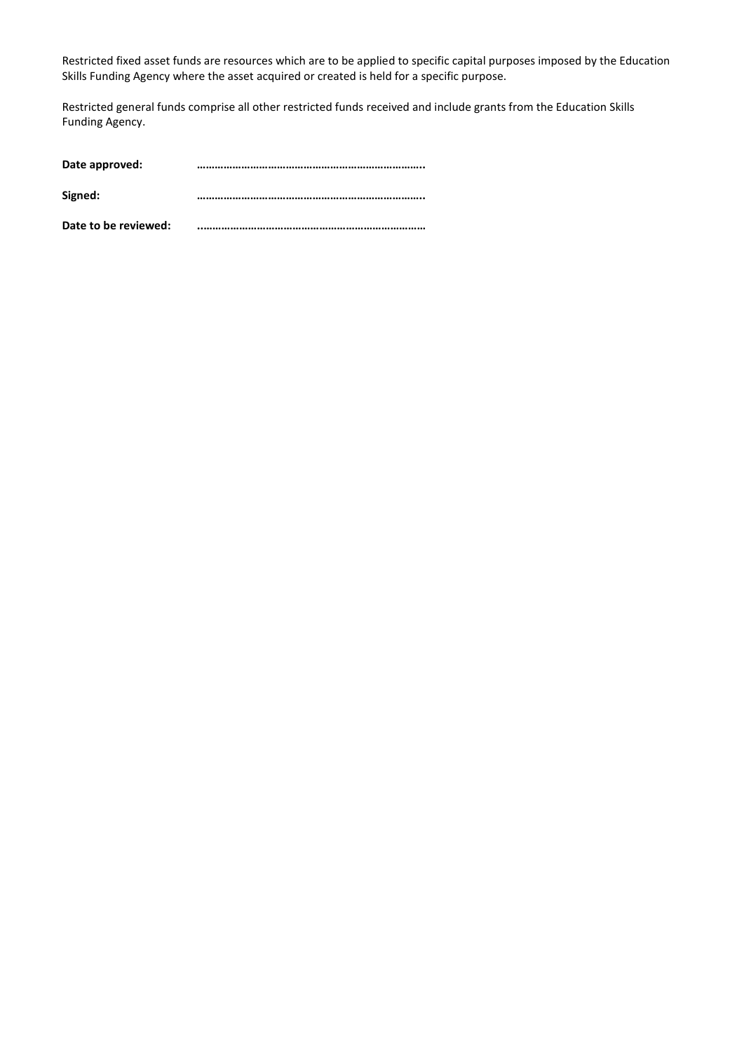Restricted fixed asset funds are resources which are to be applied to specific capital purposes imposed by the Education Skills Funding Agency where the asset acquired or created is held for a specific purpose.

Restricted general funds comprise all other restricted funds received and include grants from the Education Skills Funding Agency.

**Date approved:** ………………………………………………………………..

**Signed:** ………………………………………………………………..

**Date to be reviewed:** ..………………………………………………………………